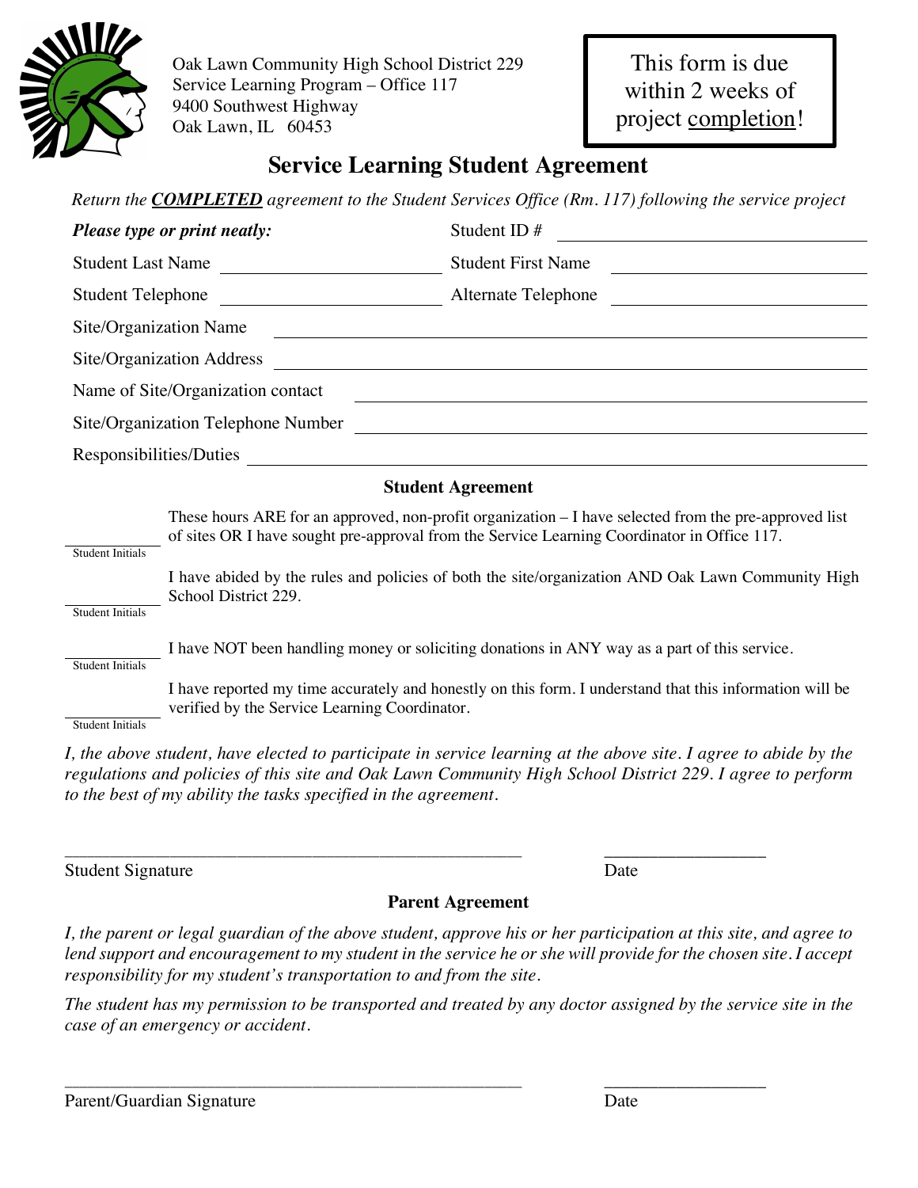Oak Lawn Community High School District 229
Service Learning Program – Office 117
9400 Southwest Highway
Oak Lawn, IL 60453

This form is due within 2 weeks of project completion!

# Service Learning Student Agreement

*Return the* ***COMPLETED*** *agreement to the Student Services Office (Rm. 117) following the service project*

***Please type or print neatly:***

Student ID # ____________________

Student Last Name ____________________ Student First Name ____________________

Student Telephone ____________________ Alternate Telephone ____________________

Site/Organization Name ____________________

Site/Organization Address ____________________

Name of Site/Organization contact ____________________

Site/Organization Telephone Number ____________________

Responsibilities/Duties ____________________

## Student Agreement

____________ Student Initials — These hours ARE for an approved, non-profit organization – I have selected from the pre-approved list of sites OR I have sought pre-approval from the Service Learning Coordinator in Office 117.

____________ Student Initials — I have abided by the rules and policies of both the site/organization AND Oak Lawn Community High School District 229.

____________ Student Initials — I have NOT been handling money or soliciting donations in ANY way as a part of this service.

____________ Student Initials — I have reported my time accurately and honestly on this form. I understand that this information will be verified by the Service Learning Coordinator.

*I, the above student, have elected to participate in service learning at the above site. I agree to abide by the regulations and policies of this site and Oak Lawn Community High School District 229. I agree to perform to the best of my ability the tasks specified in the agreement.*

______________________________________________ ________________

Student Signature Date

## Parent Agreement

*I, the parent or legal guardian of the above student, approve his or her participation at this site, and agree to lend support and encouragement to my student in the service he or she will provide for the chosen site. I accept responsibility for my student's transportation to and from the site.*

*The student has my permission to be transported and treated by any doctor assigned by the service site in the case of an emergency or accident.*

______________________________________________ ________________

Parent/Guardian Signature Date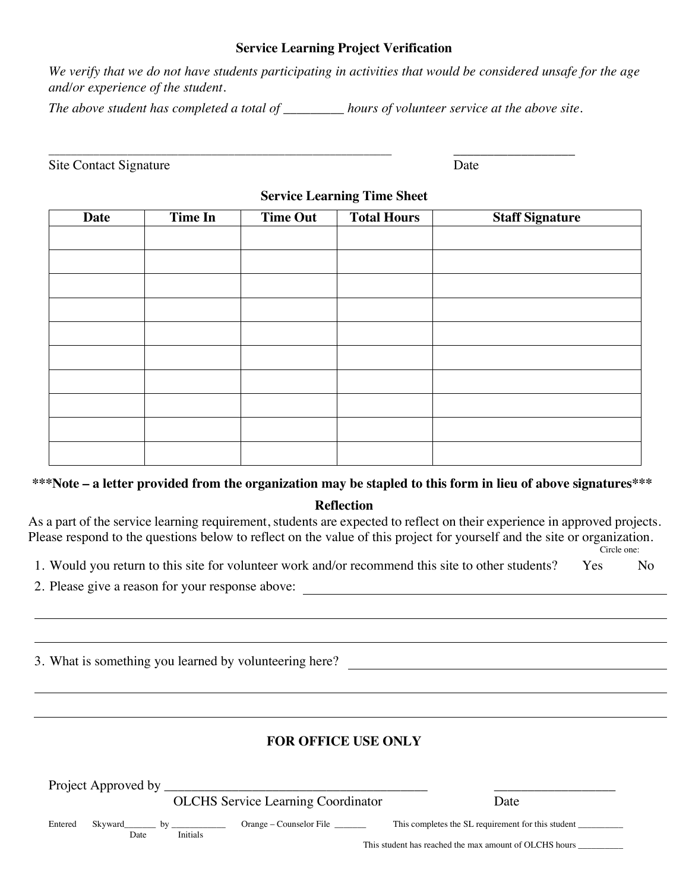## Service Learning Project Verification

*We verify that we do not have students participating in activities that would be considered unsafe for the age and/or experience of the student.*

*The above student has completed a total of _________ hours of volunteer service at the above site.*

_______________________________________________________ __________________

Site Contact Signature Date

## Service Learning Time Sheet

| Date | Time In | Time Out | Total Hours | Staff Signature |
|---|---|---|---|---|
| | | | | |
| | | | | |
| | | | | |
| | | | | |
| | | | | |
| | | | | |
| | | | | |
| | | | | |
| | | | | |
| | | | | |

**\*\*\*Note – a letter provided from the organization may be stapled to this form in lieu of above signatures\*\*\***

## Reflection

As a part of the service learning requirement, students are expected to reflect on their experience in approved projects. Please respond to the questions below to reflect on the value of this project for yourself and the site or organization.

Circle one:

1. Would you return to this site for volunteer work and/or recommend this site to other students? Yes No
2. Please give a reason for your response above: ______________________________________________

_____________________________________________________________________________

_____________________________________________________________________________

3. What is something you learned by volunteering here? __________________________________________

_____________________________________________________________________________

_____________________________________________________________________________

## FOR OFFICE USE ONLY

Project Approved by ________________________________________ __________________

OLCHS Service Learning Coordinator Date

Entered Skyward_______ by ____________ Orange – Counselor File _______ This completes the SL requirement for this student __________

Date Initials

This student has reached the max amount of OLCHS hours __________